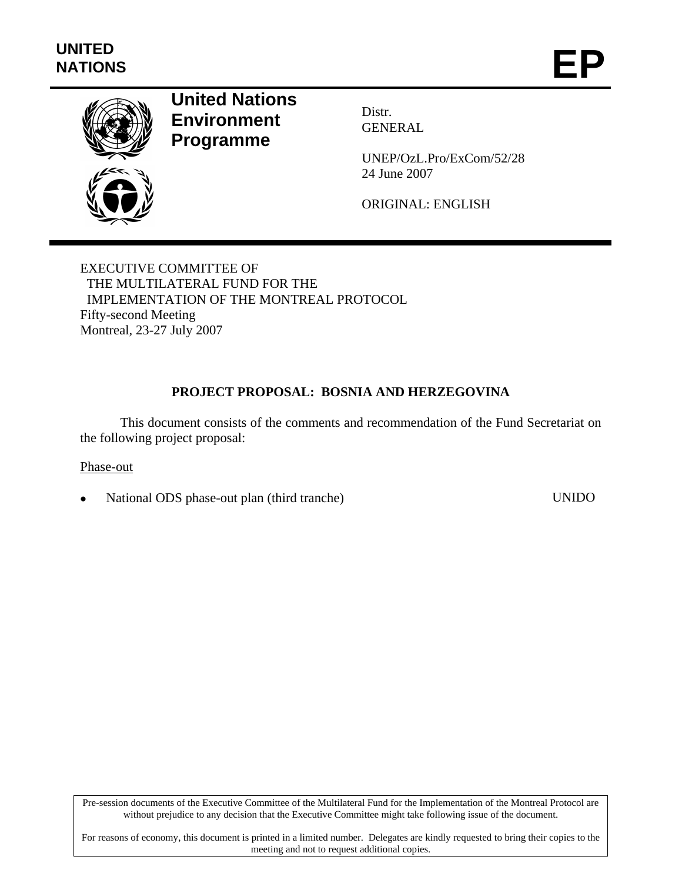UNITED NATIONS

# EP

**United Nations Environment Programme**

Distr.
GENERAL

UNEP/OzL.Pro/ExCom/52/28
24 June 2007

ORIGINAL: ENGLISH

EXECUTIVE COMMITTEE OF
THE MULTILATERAL FUND FOR THE
IMPLEMENTATION OF THE MONTREAL PROTOCOL
Fifty-second Meeting
Montreal, 23-27 July 2007

## PROJECT PROPOSAL: BOSNIA AND HERZEGOVINA

This document consists of the comments and recommendation of the Fund Secretariat on the following project proposal:

Phase-out

- National ODS phase-out plan (third tranche) UNIDO

Pre-session documents of the Executive Committee of the Multilateral Fund for the Implementation of the Montreal Protocol are without prejudice to any decision that the Executive Committee might take following issue of the document.

For reasons of economy, this document is printed in a limited number. Delegates are kindly requested to bring their copies to the meeting and not to request additional copies.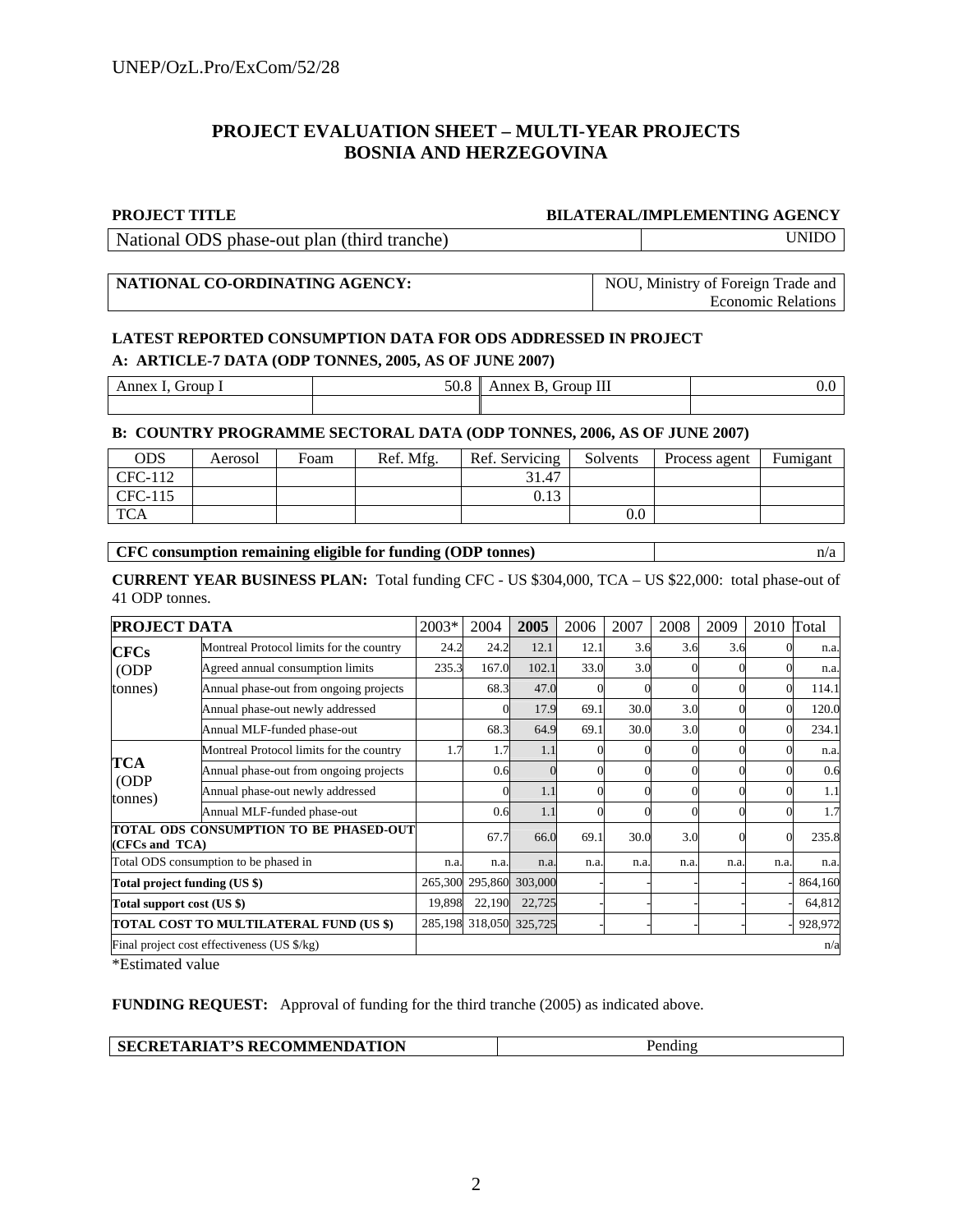# PROJECT EVALUATION SHEET – MULTI-YEAR PROJECTS
# BOSNIA AND HERZEGOVINA

| PROJECT TITLE | BILATERAL/IMPLEMENTING AGENCY |
|---|---|
| National ODS phase-out plan (third tranche) | UNIDO |

| NATIONAL CO-ORDINATING AGENCY: | NOU, Ministry of Foreign Trade and Economic Relations |
|---|---|

**LATEST REPORTED CONSUMPTION DATA FOR ODS ADDRESSED IN PROJECT**

**A: ARTICLE-7 DATA (ODP TONNES, 2005, AS OF JUNE 2007)**

| Annex I, Group I | 50.8 | Annex B, Group III | 0.0 |
|---|---|---|---|
| | | | |

**B: COUNTRY PROGRAMME SECTORAL DATA (ODP TONNES, 2006, AS OF JUNE 2007)**

| ODS | Aerosol | Foam | Ref. Mfg. | Ref. Servicing | Solvents | Process agent | Fumigant |
|---|---|---|---|---|---|---|---|
| CFC-112 | | | | 31.47 | | | |
| CFC-115 | | | | 0.13 | | | |
| TCA | | | | | 0.0 | | |

| CFC consumption remaining eligible for funding (ODP tonnes) | n/a |
|---|---|

**CURRENT YEAR BUSINESS PLAN:** Total funding CFC - US $304,000, TCA – US $22,000: total phase-out of 41 ODP tonnes.

| PROJECT DATA | | 2003* | 2004 | 2005 | 2006 | 2007 | 2008 | 2009 | 2010 | Total |
|---|---|---|---|---|---|---|---|---|---|---|
| CFCs (ODP tonnes) | Montreal Protocol limits for the country | 24.2 | 24.2 | 12.1 | 12.1 | 3.6 | 3.6 | 3.6 | 0 | n.a. |
| | Agreed annual consumption limits | 235.3 | 167.0 | 102.1 | 33.0 | 3.0 | 0 | 0 | 0 | n.a. |
| | Annual phase-out from ongoing projects | | 68.3 | 47.0 | 0 | 0 | 0 | 0 | 0 | 114.1 |
| | Annual phase-out newly addressed | | 0 | 17.9 | 69.1 | 30.0 | 3.0 | 0 | 0 | 120.0 |
| | Annual MLF-funded phase-out | | 68.3 | 64.9 | 69.1 | 30.0 | 3.0 | 0 | 0 | 234.1 |
| TCA (ODP tonnes) | Montreal Protocol limits for the country | 1.7 | 1.7 | 1.1 | 0 | 0 | 0 | 0 | 0 | n.a. |
| | Annual phase-out from ongoing projects | | 0.6 | 0 | 0 | 0 | 0 | 0 | 0 | 0.6 |
| | Annual phase-out newly addressed | | 0 | 1.1 | 0 | 0 | 0 | 0 | 0 | 1.1 |
| | Annual MLF-funded phase-out | | 0.6 | 1.1 | 0 | 0 | 0 | 0 | 0 | 1.7 |
| TOTAL ODS CONSUMPTION TO BE PHASED-OUT (CFCs and TCA) | | | 67.7 | 66.0 | 69.1 | 30.0 | 3.0 | 0 | 0 | 235.8 |
| Total ODS consumption to be phased in | | n.a. | n.a. | n.a. | n.a. | n.a. | n.a. | n.a. | n.a. | n.a. |
| Total project funding (US $) | | 265,300 | 295,860 | 303,000 | - | - | - | - | - | 864,160 |
| Total support cost (US $) | | 19,898 | 22,190 | 22,725 | - | - | - | - | - | 64,812 |
| TOTAL COST TO MULTILATERAL FUND (US $) | | 285,198 | 318,050 | 325,725 | - | - | - | - | - | 928,972 |
| Final project cost effectiveness (US $/kg) | | | | | | | | | | n/a |

*Estimated value

**FUNDING REQUEST:** Approval of funding for the third tranche (2005) as indicated above.

| SECRETARIAT'S RECOMMENDATION | Pending |
|---|---|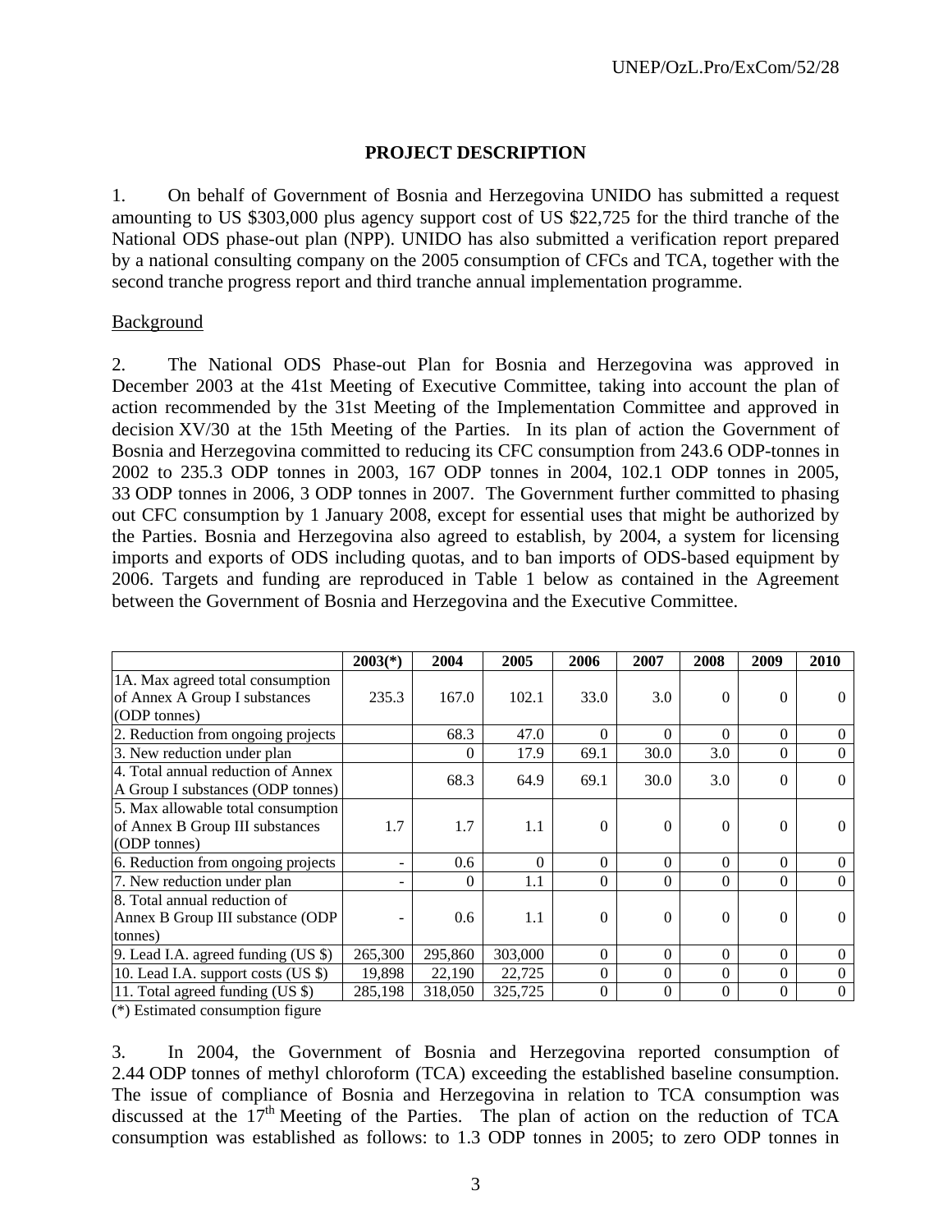## PROJECT DESCRIPTION

1. On behalf of Government of Bosnia and Herzegovina UNIDO has submitted a request amounting to US $303,000 plus agency support cost of US $22,725 for the third tranche of the National ODS phase-out plan (NPP). UNIDO has also submitted a verification report prepared by a national consulting company on the 2005 consumption of CFCs and TCA, together with the second tranche progress report and third tranche annual implementation programme.

Background

2. The National ODS Phase-out Plan for Bosnia and Herzegovina was approved in December 2003 at the 41st Meeting of Executive Committee, taking into account the plan of action recommended by the 31st Meeting of the Implementation Committee and approved in decision XV/30 at the 15th Meeting of the Parties. In its plan of action the Government of Bosnia and Herzegovina committed to reducing its CFC consumption from 243.6 ODP-tonnes in 2002 to 235.3 ODP tonnes in 2003, 167 ODP tonnes in 2004, 102.1 ODP tonnes in 2005, 33 ODP tonnes in 2006, 3 ODP tonnes in 2007. The Government further committed to phasing out CFC consumption by 1 January 2008, except for essential uses that might be authorized by the Parties. Bosnia and Herzegovina also agreed to establish, by 2004, a system for licensing imports and exports of ODS including quotas, and to ban imports of ODS-based equipment by 2006. Targets and funding are reproduced in Table 1 below as contained in the Agreement between the Government of Bosnia and Herzegovina and the Executive Committee.

| | 2003(*) | 2004 | 2005 | 2006 | 2007 | 2008 | 2009 | 2010 |
|---|---|---|---|---|---|---|---|---|
| 1A. Max agreed total consumption of Annex A Group I substances (ODP tonnes) | 235.3 | 167.0 | 102.1 | 33.0 | 3.0 | 0 | 0 | 0 |
| 2. Reduction from ongoing projects | | 68.3 | 47.0 | 0 | 0 | 0 | 0 | 0 |
| 3. New reduction under plan | | 0 | 17.9 | 69.1 | 30.0 | 3.0 | 0 | 0 |
| 4. Total annual reduction of Annex A Group I substances (ODP tonnes) | | 68.3 | 64.9 | 69.1 | 30.0 | 3.0 | 0 | 0 |
| 5. Max allowable total consumption of Annex B Group III substances (ODP tonnes) | 1.7 | 1.7 | 1.1 | 0 | 0 | 0 | 0 | 0 |
| 6. Reduction from ongoing projects | - | 0.6 | 0 | 0 | 0 | 0 | 0 | 0 |
| 7. New reduction under plan | - | 0 | 1.1 | 0 | 0 | 0 | 0 | 0 |
| 8. Total annual reduction of Annex B Group III substance (ODP tonnes) | - | 0.6 | 1.1 | 0 | 0 | 0 | 0 | 0 |
| 9. Lead I.A. agreed funding (US $) | 265,300 | 295,860 | 303,000 | 0 | 0 | 0 | 0 | 0 |
| 10. Lead I.A. support costs (US $) | 19,898 | 22,190 | 22,725 | 0 | 0 | 0 | 0 | 0 |
| 11. Total agreed funding (US $) | 285,198 | 318,050 | 325,725 | 0 | 0 | 0 | 0 | 0 |

(*) Estimated consumption figure

3. In 2004, the Government of Bosnia and Herzegovina reported consumption of 2.44 ODP tonnes of methyl chloroform (TCA) exceeding the established baseline consumption. The issue of compliance of Bosnia and Herzegovina in relation to TCA consumption was discussed at the 17th Meeting of the Parties. The plan of action on the reduction of TCA consumption was established as follows: to 1.3 ODP tonnes in 2005; to zero ODP tonnes in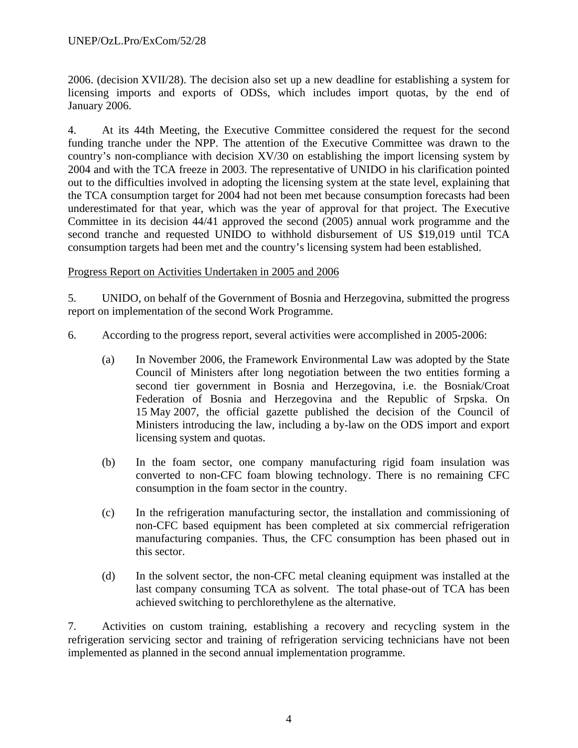2006. (decision XVII/28). The decision also set up a new deadline for establishing a system for licensing imports and exports of ODSs, which includes import quotas, by the end of January 2006.

4. At its 44th Meeting, the Executive Committee considered the request for the second funding tranche under the NPP. The attention of the Executive Committee was drawn to the country's non-compliance with decision XV/30 on establishing the import licensing system by 2004 and with the TCA freeze in 2003. The representative of UNIDO in his clarification pointed out to the difficulties involved in adopting the licensing system at the state level, explaining that the TCA consumption target for 2004 had not been met because consumption forecasts had been underestimated for that year, which was the year of approval for that project. The Executive Committee in its decision 44/41 approved the second (2005) annual work programme and the second tranche and requested UNIDO to withhold disbursement of US $19,019 until TCA consumption targets had been met and the country's licensing system had been established.

Progress Report on Activities Undertaken in 2005 and 2006

5. UNIDO, on behalf of the Government of Bosnia and Herzegovina, submitted the progress report on implementation of the second Work Programme.

6. According to the progress report, several activities were accomplished in 2005-2006:

(a) In November 2006, the Framework Environmental Law was adopted by the State Council of Ministers after long negotiation between the two entities forming a second tier government in Bosnia and Herzegovina, i.e. the Bosniak/Croat Federation of Bosnia and Herzegovina and the Republic of Srpska. On 15 May 2007, the official gazette published the decision of the Council of Ministers introducing the law, including a by-law on the ODS import and export licensing system and quotas.

(b) In the foam sector, one company manufacturing rigid foam insulation was converted to non-CFC foam blowing technology. There is no remaining CFC consumption in the foam sector in the country.

(c) In the refrigeration manufacturing sector, the installation and commissioning of non-CFC based equipment has been completed at six commercial refrigeration manufacturing companies. Thus, the CFC consumption has been phased out in this sector.

(d) In the solvent sector, the non-CFC metal cleaning equipment was installed at the last company consuming TCA as solvent. The total phase-out of TCA has been achieved switching to perchlorethylene as the alternative.

7. Activities on custom training, establishing a recovery and recycling system in the refrigeration servicing sector and training of refrigeration servicing technicians have not been implemented as planned in the second annual implementation programme.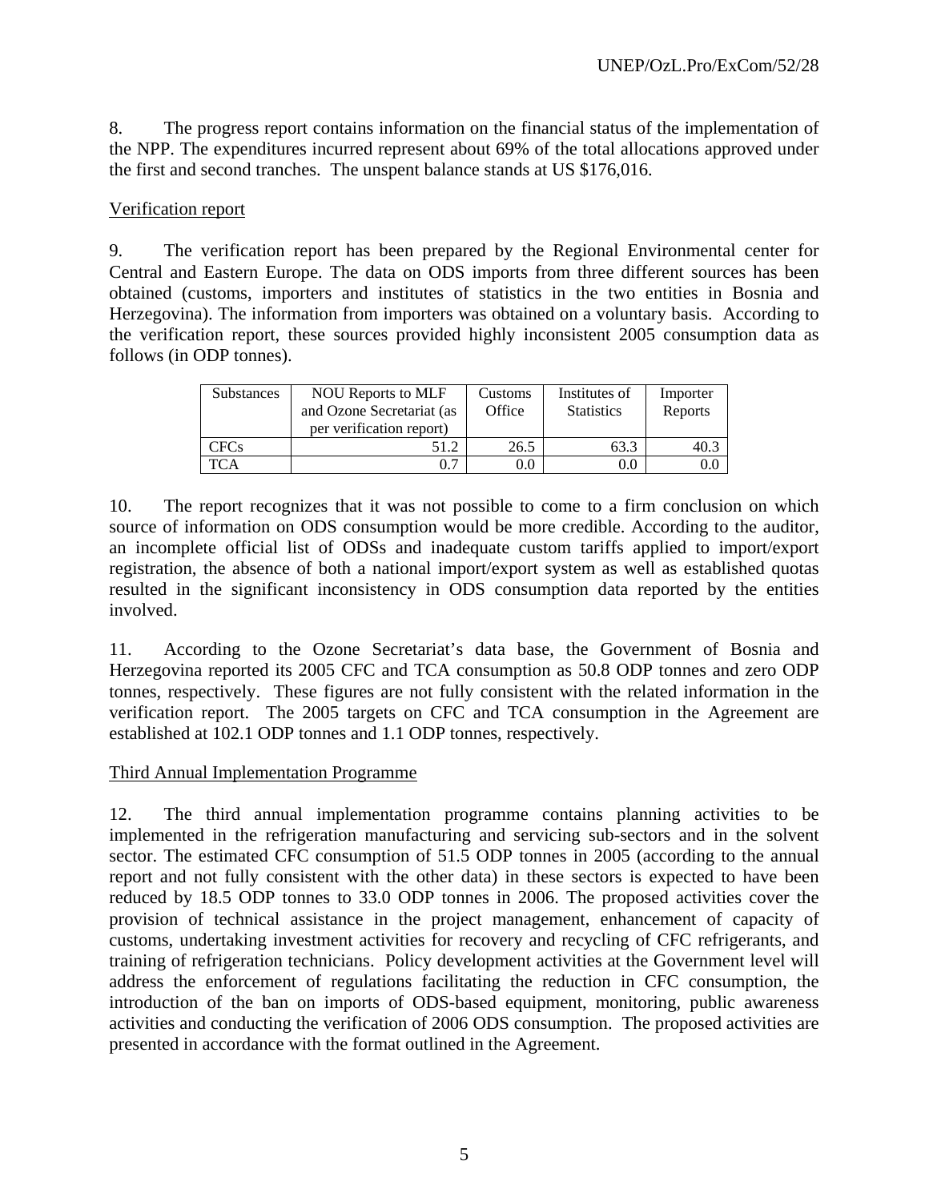8. The progress report contains information on the financial status of the implementation of the NPP. The expenditures incurred represent about 69% of the total allocations approved under the first and second tranches. The unspent balance stands at US $176,016.

Verification report

9. The verification report has been prepared by the Regional Environmental center for Central and Eastern Europe. The data on ODS imports from three different sources has been obtained (customs, importers and institutes of statistics in the two entities in Bosnia and Herzegovina). The information from importers was obtained on a voluntary basis. According to the verification report, these sources provided highly inconsistent 2005 consumption data as follows (in ODP tonnes).

| Substances | NOU Reports to MLF and Ozone Secretariat (as per verification report) | Customs Office | Institutes of Statistics | Importer Reports |
|---|---|---|---|---|
| CFCs | 51.2 | 26.5 | 63.3 | 40.3 |
| TCA | 0.7 | 0.0 | 0.0 | 0.0 |

10. The report recognizes that it was not possible to come to a firm conclusion on which source of information on ODS consumption would be more credible. According to the auditor, an incomplete official list of ODSs and inadequate custom tariffs applied to import/export registration, the absence of both a national import/export system as well as established quotas resulted in the significant inconsistency in ODS consumption data reported by the entities involved.

11. According to the Ozone Secretariat's data base, the Government of Bosnia and Herzegovina reported its 2005 CFC and TCA consumption as 50.8 ODP tonnes and zero ODP tonnes, respectively. These figures are not fully consistent with the related information in the verification report. The 2005 targets on CFC and TCA consumption in the Agreement are established at 102.1 ODP tonnes and 1.1 ODP tonnes, respectively.

Third Annual Implementation Programme

12. The third annual implementation programme contains planning activities to be implemented in the refrigeration manufacturing and servicing sub-sectors and in the solvent sector. The estimated CFC consumption of 51.5 ODP tonnes in 2005 (according to the annual report and not fully consistent with the other data) in these sectors is expected to have been reduced by 18.5 ODP tonnes to 33.0 ODP tonnes in 2006. The proposed activities cover the provision of technical assistance in the project management, enhancement of capacity of customs, undertaking investment activities for recovery and recycling of CFC refrigerants, and training of refrigeration technicians. Policy development activities at the Government level will address the enforcement of regulations facilitating the reduction in CFC consumption, the introduction of the ban on imports of ODS-based equipment, monitoring, public awareness activities and conducting the verification of 2006 ODS consumption. The proposed activities are presented in accordance with the format outlined in the Agreement.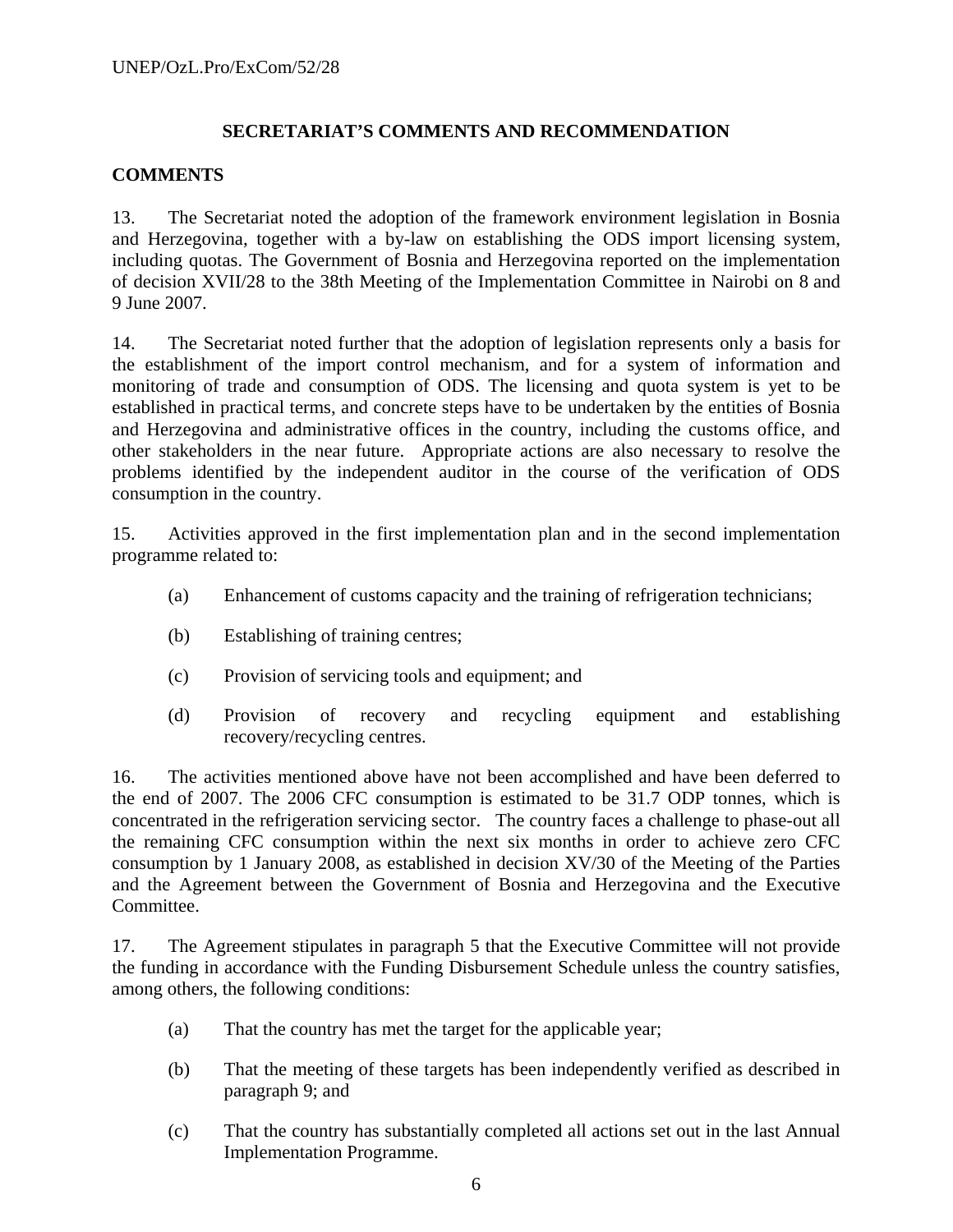## SECRETARIAT'S COMMENTS AND RECOMMENDATION

### COMMENTS

13. The Secretariat noted the adoption of the framework environment legislation in Bosnia and Herzegovina, together with a by-law on establishing the ODS import licensing system, including quotas. The Government of Bosnia and Herzegovina reported on the implementation of decision XVII/28 to the 38th Meeting of the Implementation Committee in Nairobi on 8 and 9 June 2007.

14. The Secretariat noted further that the adoption of legislation represents only a basis for the establishment of the import control mechanism, and for a system of information and monitoring of trade and consumption of ODS. The licensing and quota system is yet to be established in practical terms, and concrete steps have to be undertaken by the entities of Bosnia and Herzegovina and administrative offices in the country, including the customs office, and other stakeholders in the near future. Appropriate actions are also necessary to resolve the problems identified by the independent auditor in the course of the verification of ODS consumption in the country.

15. Activities approved in the first implementation plan and in the second implementation programme related to:

(a) Enhancement of customs capacity and the training of refrigeration technicians;

(b) Establishing of training centres;

(c) Provision of servicing tools and equipment; and

(d) Provision of recovery and recycling equipment and establishing recovery/recycling centres.

16. The activities mentioned above have not been accomplished and have been deferred to the end of 2007. The 2006 CFC consumption is estimated to be 31.7 ODP tonnes, which is concentrated in the refrigeration servicing sector. The country faces a challenge to phase-out all the remaining CFC consumption within the next six months in order to achieve zero CFC consumption by 1 January 2008, as established in decision XV/30 of the Meeting of the Parties and the Agreement between the Government of Bosnia and Herzegovina and the Executive Committee.

17. The Agreement stipulates in paragraph 5 that the Executive Committee will not provide the funding in accordance with the Funding Disbursement Schedule unless the country satisfies, among others, the following conditions:

(a) That the country has met the target for the applicable year;

(b) That the meeting of these targets has been independently verified as described in paragraph 9; and

(c) That the country has substantially completed all actions set out in the last Annual Implementation Programme.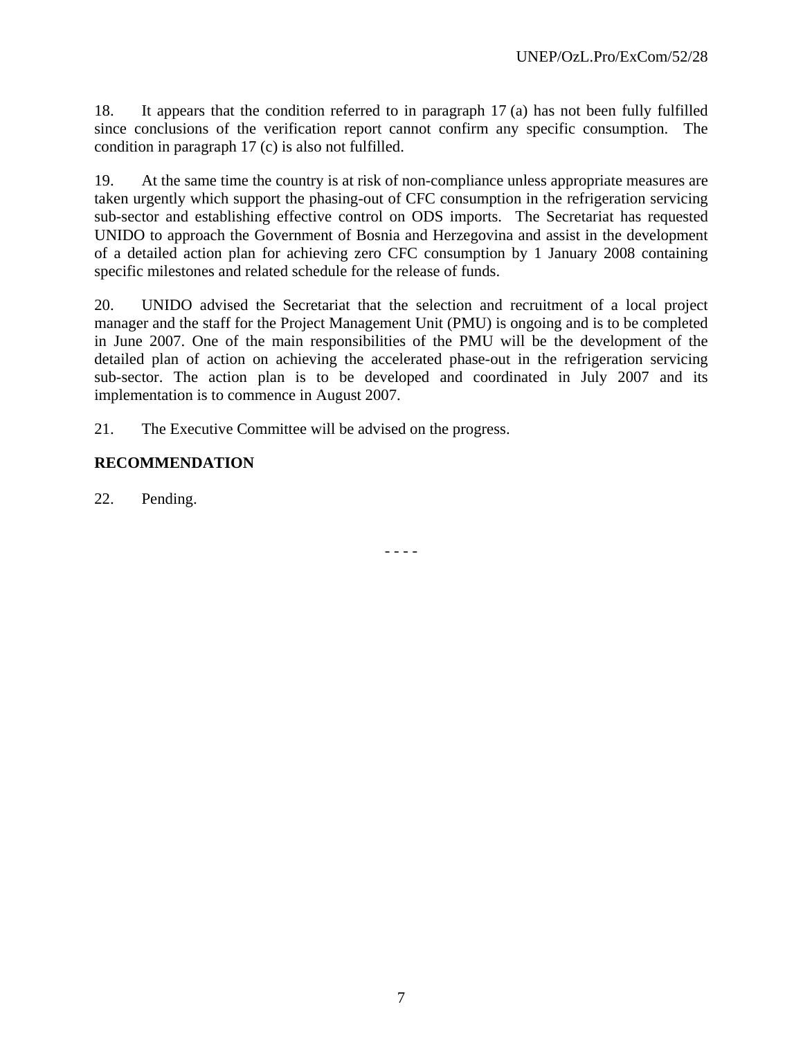18. It appears that the condition referred to in paragraph 17 (a) has not been fully fulfilled since conclusions of the verification report cannot confirm any specific consumption. The condition in paragraph 17 (c) is also not fulfilled.

19. At the same time the country is at risk of non-compliance unless appropriate measures are taken urgently which support the phasing-out of CFC consumption in the refrigeration servicing sub-sector and establishing effective control on ODS imports. The Secretariat has requested UNIDO to approach the Government of Bosnia and Herzegovina and assist in the development of a detailed action plan for achieving zero CFC consumption by 1 January 2008 containing specific milestones and related schedule for the release of funds.

20. UNIDO advised the Secretariat that the selection and recruitment of a local project manager and the staff for the Project Management Unit (PMU) is ongoing and is to be completed in June 2007. One of the main responsibilities of the PMU will be the development of the detailed plan of action on achieving the accelerated phase-out in the refrigeration servicing sub-sector. The action plan is to be developed and coordinated in July 2007 and its implementation is to commence in August 2007.

21. The Executive Committee will be advised on the progress.

**RECOMMENDATION**

22. Pending.

- - - -